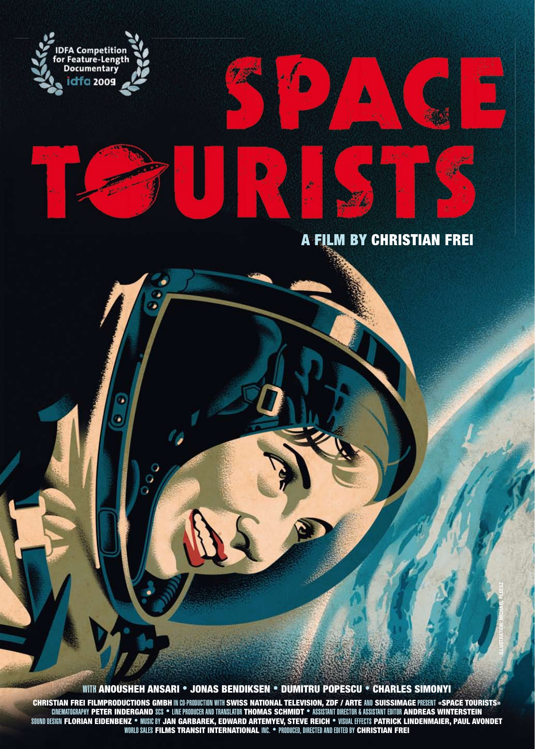IDFA Competition for Feature-Length Documentary
idfa 2009

# SPACE TOURISTS

## A FILM BY CHRISTIAN FREI

ILLUSTRATION: MICHAEL PLEESZ

WITH **ANOUSHEH ANSARI • JONAS BENDIKSEN • DUMITRU POPESCU • CHARLES SIMONYI**

**CHRISTIAN FREI FILMPRODUCTIONS GMBH** IN CO-PRODUCTION WITH **SWISS NATIONAL TELEVISION, ZDF / ARTE** AND **SUISSIMAGE** PRESENT **«SPACE TOURISTS»**
CINEMATOGRAPHY **PETER INDERGAND** SCS • LINE PRODUCER AND TRANSLATOR **THOMAS SCHMIDT** • ASSISTANT DIRECTOR & ASSISTANT EDITOR **ANDREAS WINTERSTEIN**
SOUND DESIGN **FLORIAN EIDENBENZ** • MUSIC BY **JAN GARBAREK, EDWARD ARTEMYEV, STEVE REICH** • VISUAL EFFECTS **PATRICK LINDENMAIER, PAUL AVONDET**
WORLD SALES **FILMS TRANSIT INTERNATIONAL** INC. • PRODUCED, DIRECTED AND EDITED BY **CHRISTIAN FREI**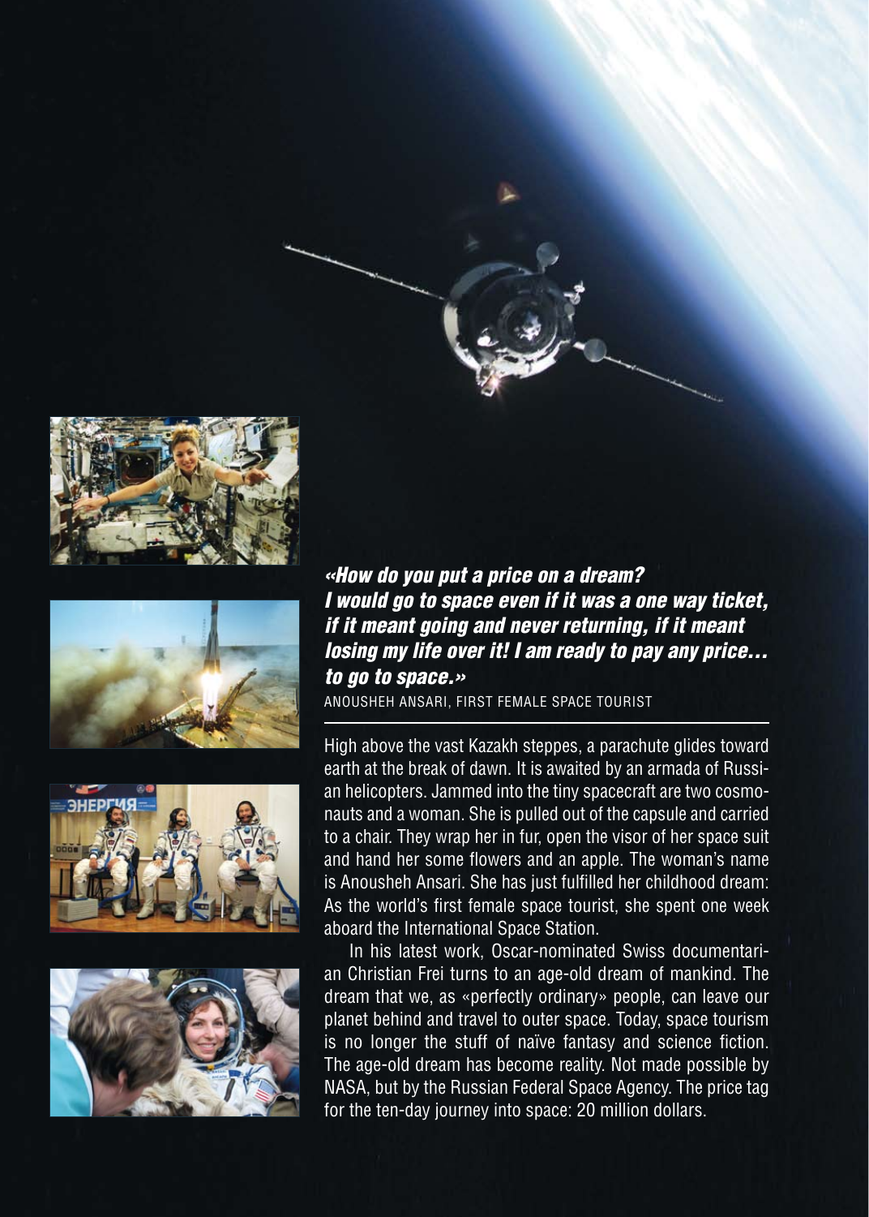*«How do you put a price on a dream?*
*I would go to space even if it was a one way ticket, if it meant going and never returning, if it meant losing my life over it! I am ready to pay any price... to go to space.»*

ANOUSHEH ANSARI, FIRST FEMALE SPACE TOURIST

High above the vast Kazakh steppes, a parachute glides toward earth at the break of dawn. It is awaited by an armada of Russian helicopters. Jammed into the tiny spacecraft are two cosmonauts and a woman. She is pulled out of the capsule and carried to a chair. They wrap her in fur, open the visor of her space suit and hand her some flowers and an apple. The woman's name is Anousheh Ansari. She has just fulfilled her childhood dream: As the world's first female space tourist, she spent one week aboard the International Space Station.

In his latest work, Oscar-nominated Swiss documentarian Christian Frei turns to an age-old dream of mankind. The dream that we, as «perfectly ordinary» people, can leave our planet behind and travel to outer space. Today, space tourism is no longer the stuff of naïve fantasy and science fiction. The age-old dream has become reality. Not made possible by NASA, but by the Russian Federal Space Agency. The price tag for the ten-day journey into space: 20 million dollars.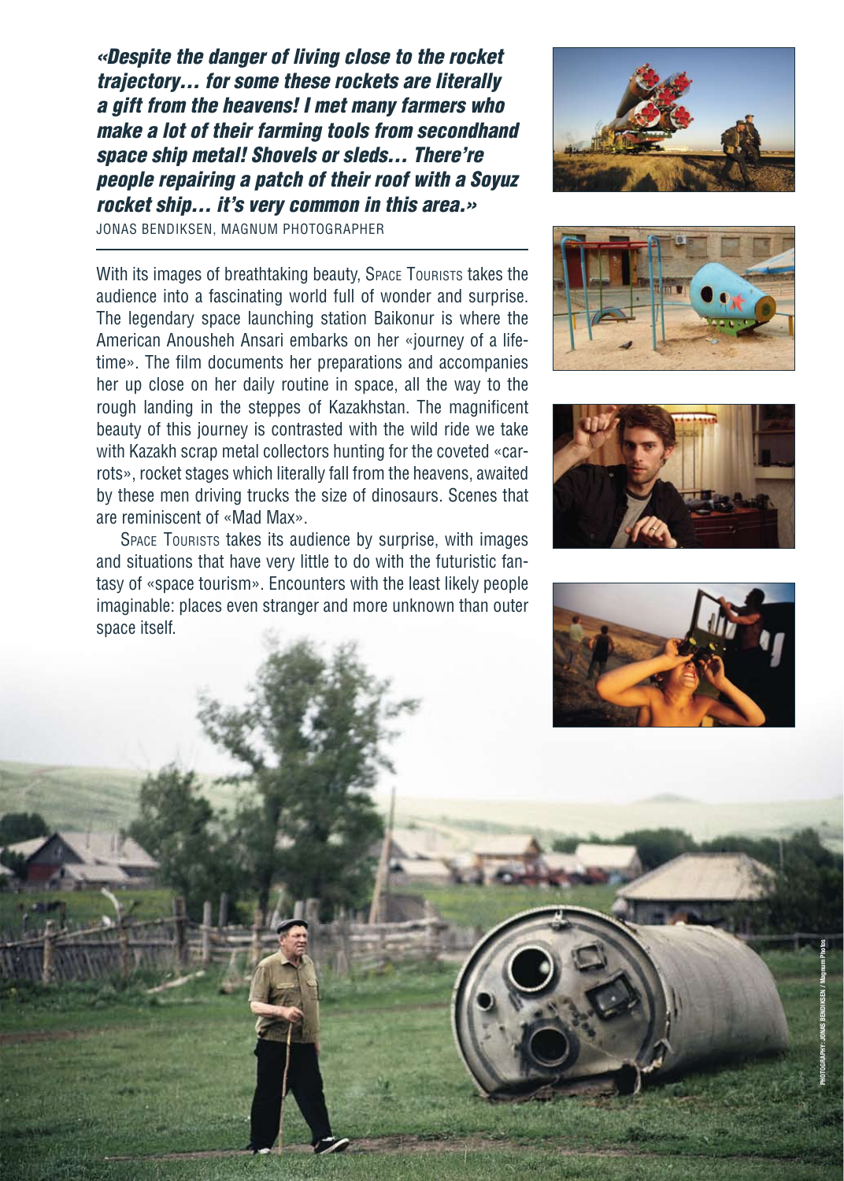***«Despite the danger of living close to the rocket trajectory… for some these rockets are literally a gift from the heavens! I met many farmers who make a lot of their farming tools from secondhand space ship metal! Shovels or sleds… There're people repairing a patch of their roof with a Soyuz rocket ship… it's very common in this area.»***

JONAS BENDIKSEN, MAGNUM PHOTOGRAPHER

---

With its images of breathtaking beauty, SPACE TOURISTS takes the audience into a fascinating world full of wonder and surprise. The legendary space launching station Baikonur is where the American Anousheh Ansari embarks on her «journey of a lifetime». The film documents her preparations and accompanies her up close on her daily routine in space, all the way to the rough landing in the steppes of Kazakhstan. The magnificent beauty of this journey is contrasted with the wild ride we take with Kazakh scrap metal collectors hunting for the coveted «carrots», rocket stages which literally fall from the heavens, awaited by these men driving trucks the size of dinosaurs. Scenes that are reminiscent of «Mad Max».

SPACE TOURISTS takes its audience by surprise, with images and situations that have very little to do with the futuristic fantasy of «space tourism». Encounters with the least likely people imaginable: places even stranger and more unknown than outer space itself.

PHOTOGRAPHY: JONAS BENDIKSEN / Magnum Photos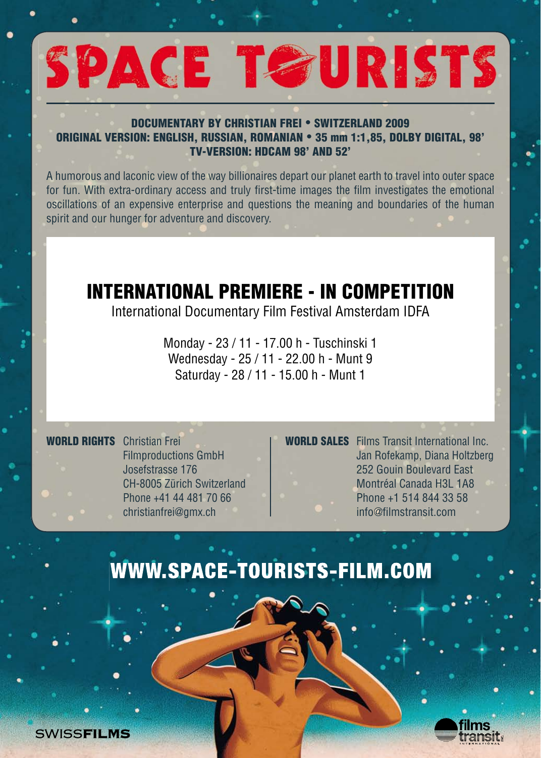# SPACE TOURISTS

**DOCUMENTARY BY CHRISTIAN FREI • SWITZERLAND 2009**
**ORIGINAL VERSION: ENGLISH, RUSSIAN, ROMANIAN • 35 mm 1:1,85, DOLBY DIGITAL, 98'**
**TV-VERSION: HDCAM 98' AND 52'**

A humorous and laconic view of the way billionaires depart our planet earth to travel into outer space for fun. With extra-ordinary access and truly first-time images the film investigates the emotional oscillations of an expensive enterprise and questions the meaning and boundaries of the human spirit and our hunger for adventure and discovery.

## INTERNATIONAL PREMIERE - IN COMPETITION

International Documentary Film Festival Amsterdam IDFA

Monday - 23 / 11 - 17.00 h - Tuschinski 1
Wednesday - 25 / 11 - 22.00 h - Munt 9
Saturday - 28 / 11 - 15.00 h - Munt 1

**WORLD RIGHTS** Christian Frei
Filmproductions GmbH
Josefstrasse 176
CH-8005 Zürich Switzerland
Phone +41 44 481 70 66
christianfrei@gmx.ch

**WORLD SALES** Films Transit International Inc.
Jan Rofekamp, Diana Holtzberg
252 Gouin Boulevard East
Montréal Canada H3L 1A8
Phone +1 514 844 33 58
info@filmstransit.com

## WWW.SPACE-TOURISTS-FILM.COM

SWISSFILMS

films transit INTERNATIONAL